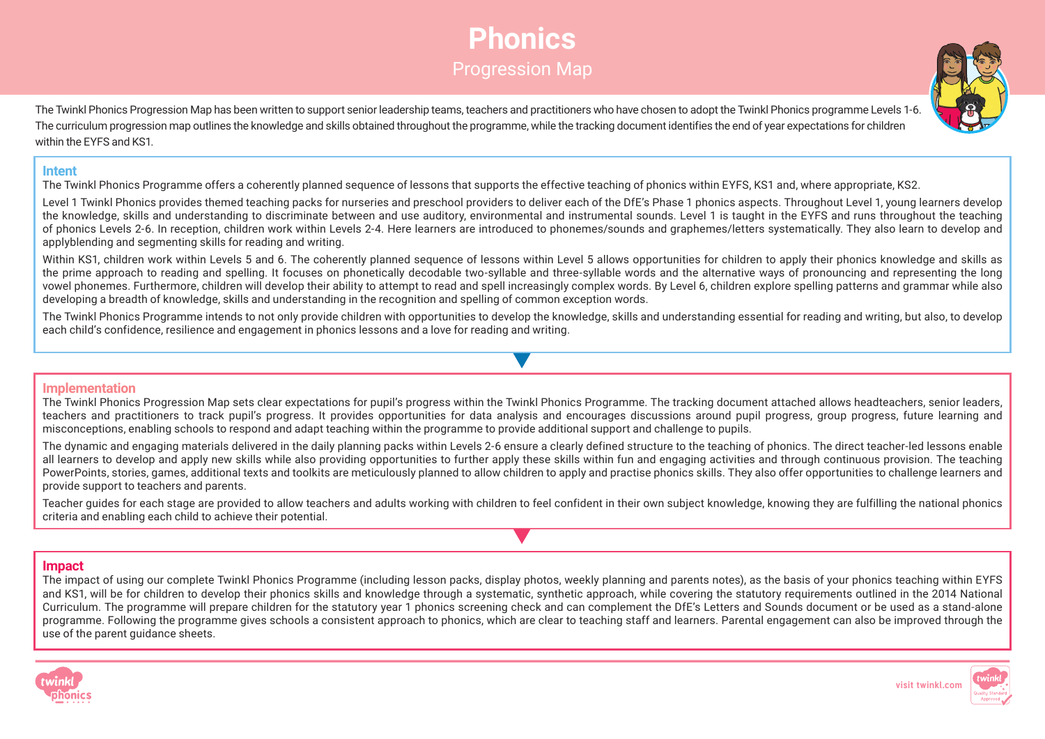# Phonics

## Progression Map

The Twinkl Phonics Progression Map has been written to support senior leadership teams, teachers and practitioners who have chosen to adopt the Twinkl Phonics programme Levels 1-6. The curriculum progression map outlines the knowledge and skills obtained throughout the programme, while the tracking document identifies the end of year expectations for children within the EYFS and KS1.

### Intent

The Twinkl Phonics Programme offers a coherently planned sequence of lessons that supports the effective teaching of phonics within EYFS, KS1 and, where appropriate, KS2.

Level 1 Twinkl Phonics provides themed teaching packs for nurseries and preschool providers to deliver each of the DfE's Phase 1 phonics aspects. Throughout Level 1, young learners develop the knowledge, skills and understanding to discriminate between and use auditory, environmental and instrumental sounds. Level 1 is taught in the EYFS and runs throughout the teaching of phonics Levels 2-6. In reception, children work within Levels 2-4. Here learners are introduced to phonemes/sounds and graphemes/letters systematically. They also learn to develop and applyblending and segmenting skills for reading and writing.

Within KS1, children work within Levels 5 and 6. The coherently planned sequence of lessons within Level 5 allows opportunities for children to apply their phonics knowledge and skills as the prime approach to reading and spelling. It focuses on phonetically decodable two-syllable and three-syllable words and the alternative ways of pronouncing and representing the long vowel phonemes. Furthermore, children will develop their ability to attempt to read and spell increasingly complex words. By Level 6, children explore spelling patterns and grammar while also developing a breadth of knowledge, skills and understanding in the recognition and spelling of common exception words.

The Twinkl Phonics Programme intends to not only provide children with opportunities to develop the knowledge, skills and understanding essential for reading and writing, but also, to develop each child's confidence, resilience and engagement in phonics lessons and a love for reading and writing.

### Implementation

The Twinkl Phonics Progression Map sets clear expectations for pupil's progress within the Twinkl Phonics Programme. The tracking document attached allows headteachers, senior leaders, teachers and practitioners to track pupil's progress. It provides opportunities for data analysis and encourages discussions around pupil progress, group progress, future learning and misconceptions, enabling schools to respond and adapt teaching within the programme to provide additional support and challenge to pupils.

The dynamic and engaging materials delivered in the daily planning packs within Levels 2-6 ensure a clearly defined structure to the teaching of phonics. The direct teacher-led lessons enable all learners to develop and apply new skills while also providing opportunities to further apply these skills within fun and engaging activities and through continuous provision. The teaching PowerPoints, stories, games, additional texts and toolkits are meticulously planned to allow children to apply and practise phonics skills. They also offer opportunities to challenge learners and provide support to teachers and parents.

Teacher guides for each stage are provided to allow teachers and adults working with children to feel confident in their own subject knowledge, knowing they are fulfilling the national phonics criteria and enabling each child to achieve their potential.

### Impact

The impact of using our complete Twinkl Phonics Programme (including lesson packs, display photos, weekly planning and parents notes), as the basis of your phonics teaching within EYFS and KS1, will be for children to develop their phonics skills and knowledge through a systematic, synthetic approach, while covering the statutory requirements outlined in the 2014 National Curriculum. The programme will prepare children for the statutory year 1 phonics screening check and can complement the DfE's Letters and Sounds document or be used as a stand-alone programme. Following the programme gives schools a consistent approach to phonics, which are clear to teaching staff and learners. Parental engagement can also be improved through the use of the parent guidance sheets.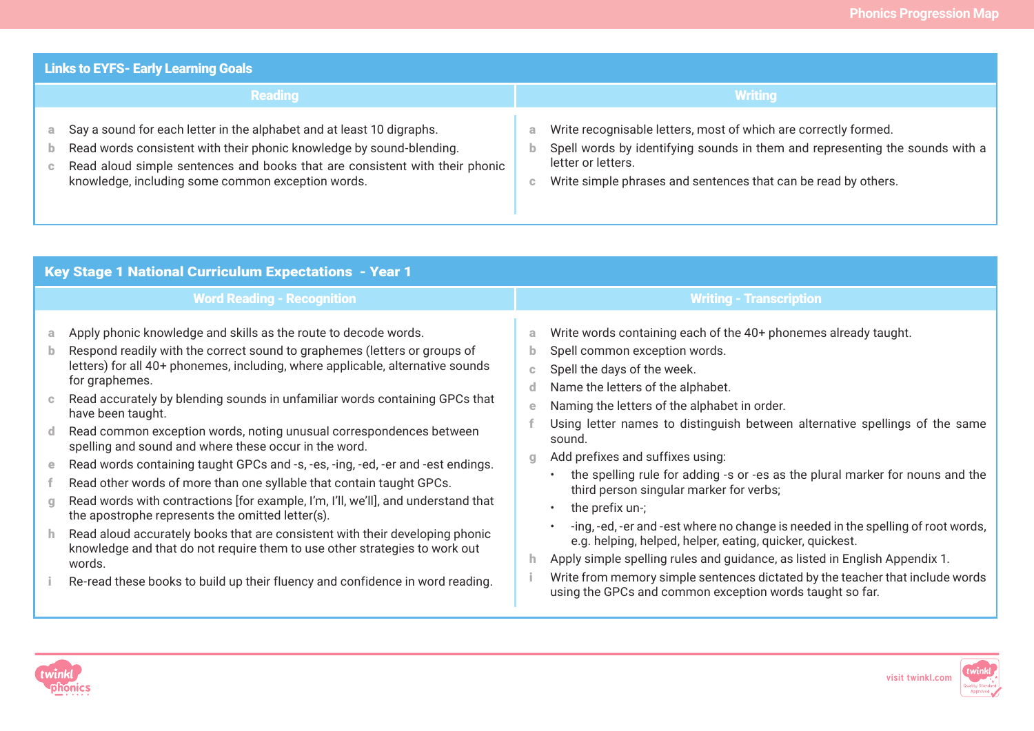## Links to EYFS- Early Learning Goals

### Reading

- a. Say a sound for each letter in the alphabet and at least 10 digraphs.
- b. Read words consistent with their phonic knowledge by sound-blending.
- c. Read aloud simple sentences and books that are consistent with their phonic knowledge, including some common exception words.

### Writing

- a. Write recognisable letters, most of which are correctly formed.
- b. Spell words by identifying sounds in them and representing the sounds with a letter or letters.
- c. Write simple phrases and sentences that can be read by others.

## Key Stage 1 National Curriculum Expectations - Year 1

### Word Reading - Recognition

- a. Apply phonic knowledge and skills as the route to decode words.
- b. Respond readily with the correct sound to graphemes (letters or groups of letters) for all 40+ phonemes, including, where applicable, alternative sounds for graphemes.
- c. Read accurately by blending sounds in unfamiliar words containing GPCs that have been taught.
- d. Read common exception words, noting unusual correspondences between spelling and sound and where these occur in the word.
- e. Read words containing taught GPCs and -s, -es, -ing, -ed, -er and -est endings.
- f. Read other words of more than one syllable that contain taught GPCs.
- g. Read words with contractions [for example, I'm, I'll, we'll], and understand that the apostrophe represents the omitted letter(s).
- h. Read aloud accurately books that are consistent with their developing phonic knowledge and that do not require them to use other strategies to work out words.
- i. Re-read these books to build up their fluency and confidence in word reading.

### Writing - Transcription

- a. Write words containing each of the 40+ phonemes already taught.
- b. Spell common exception words.
- c. Spell the days of the week.
- d. Name the letters of the alphabet.
- e. Naming the letters of the alphabet in order.
- f. Using letter names to distinguish between alternative spellings of the same sound.
- g. Add prefixes and suffixes using:
  - the spelling rule for adding -s or -es as the plural marker for nouns and the third person singular marker for verbs;
  - the prefix un-;
  - -ing, -ed, -er and -est where no change is needed in the spelling of root words, e.g. helping, helped, helper, eating, quicker, quickest.
- h. Apply simple spelling rules and guidance, as listed in English Appendix 1.
- i. Write from memory simple sentences dictated by the teacher that include words using the GPCs and common exception words taught so far.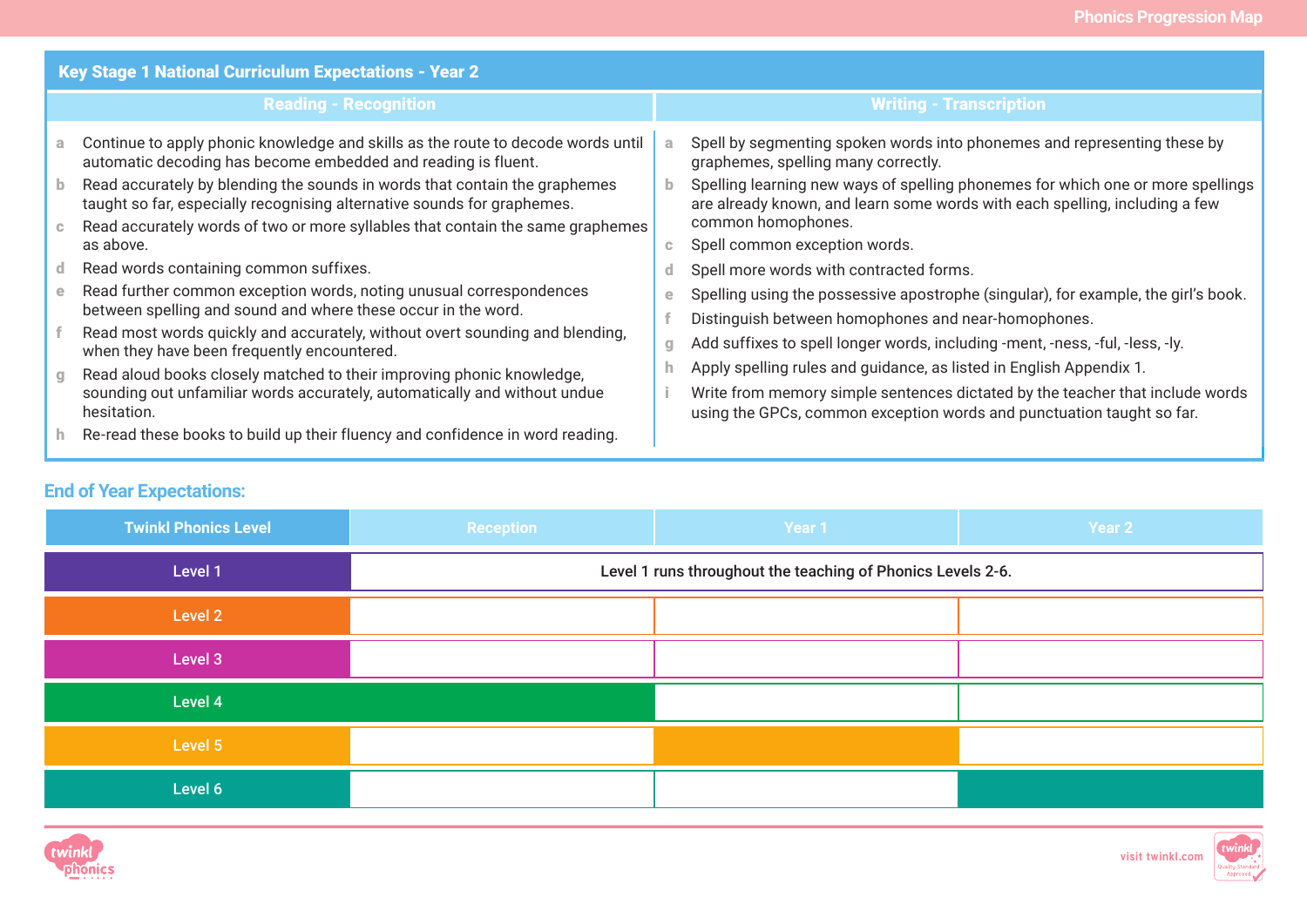## Key Stage 1 National Curriculum Expectations - Year 2

### Reading - Recognition

- a Continue to apply phonic knowledge and skills as the route to decode words until automatic decoding has become embedded and reading is fluent.
- b Read accurately by blending the sounds in words that contain the graphemes taught so far, especially recognising alternative sounds for graphemes.
- c Read accurately words of two or more syllables that contain the same graphemes as above.
- d Read words containing common suffixes.
- e Read further common exception words, noting unusual correspondences between spelling and sound and where these occur in the word.
- f Read most words quickly and accurately, without overt sounding and blending, when they have been frequently encountered.
- g Read aloud books closely matched to their improving phonic knowledge, sounding out unfamiliar words accurately, automatically and without undue hesitation.
- h Re-read these books to build up their fluency and confidence in word reading.

### Writing - Transcription

- a Spell by segmenting spoken words into phonemes and representing these by graphemes, spelling many correctly.
- b Spelling learning new ways of spelling phonemes for which one or more spellings are already known, and learn some words with each spelling, including a few common homophones.
- c Spell common exception words.
- d Spell more words with contracted forms.
- e Spelling using the possessive apostrophe (singular), for example, the girl's book.
- f Distinguish between homophones and near-homophones.
- g Add suffixes to spell longer words, including -ment, -ness, -ful, -less, -ly.
- h Apply spelling rules and guidance, as listed in English Appendix 1.
- i Write from memory simple sentences dictated by the teacher that include words using the GPCs, common exception words and punctuation taught so far.

## End of Year Expectations:

| Twinkl Phonics Level | Reception | Year 1 | Year 2 |
|---|---|---|---|
| Level 1 | Level 1 runs throughout the teaching of Phonics Levels 2-6. | | |
| Level 2 | | | |
| Level 3 | | | |
| Level 4 | ✓ | | |
| Level 5 | | ✓ | |
| Level 6 | | | ✓ |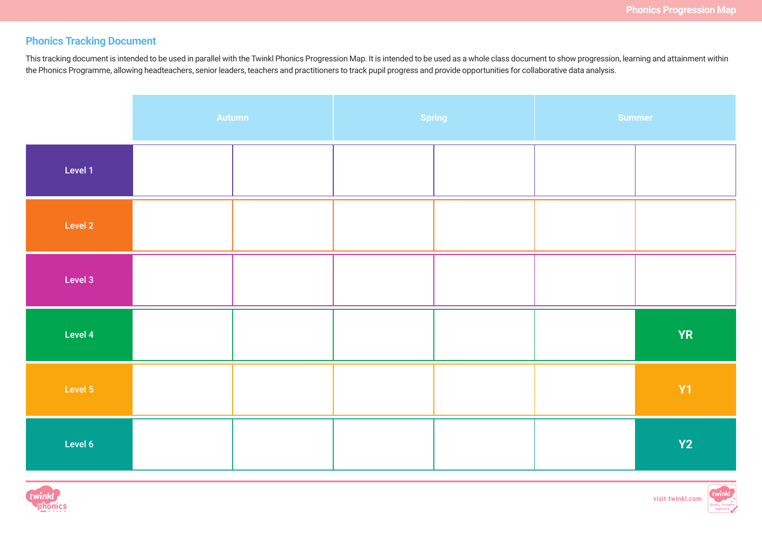## Phonics Tracking Document

This tracking document is intended to be used in parallel with the Twinkl Phonics Progression Map. It is intended to be used as a whole class document to show progression, learning and attainment within the Phonics Programme, allowing headteachers, senior leaders, teachers and practitioners to track pupil progress and provide opportunities for collaborative data analysis.

| | Autumn | | Spring | | Summer | |
|---|---|---|---|---|---|---|
| Level 1 | | | | | | |
| Level 2 | | | | | | |
| Level 3 | | | | | | |
| Level 4 | | | | | | YR |
| Level 5 | | | | | | Y1 |
| Level 6 | | | | | | Y2 |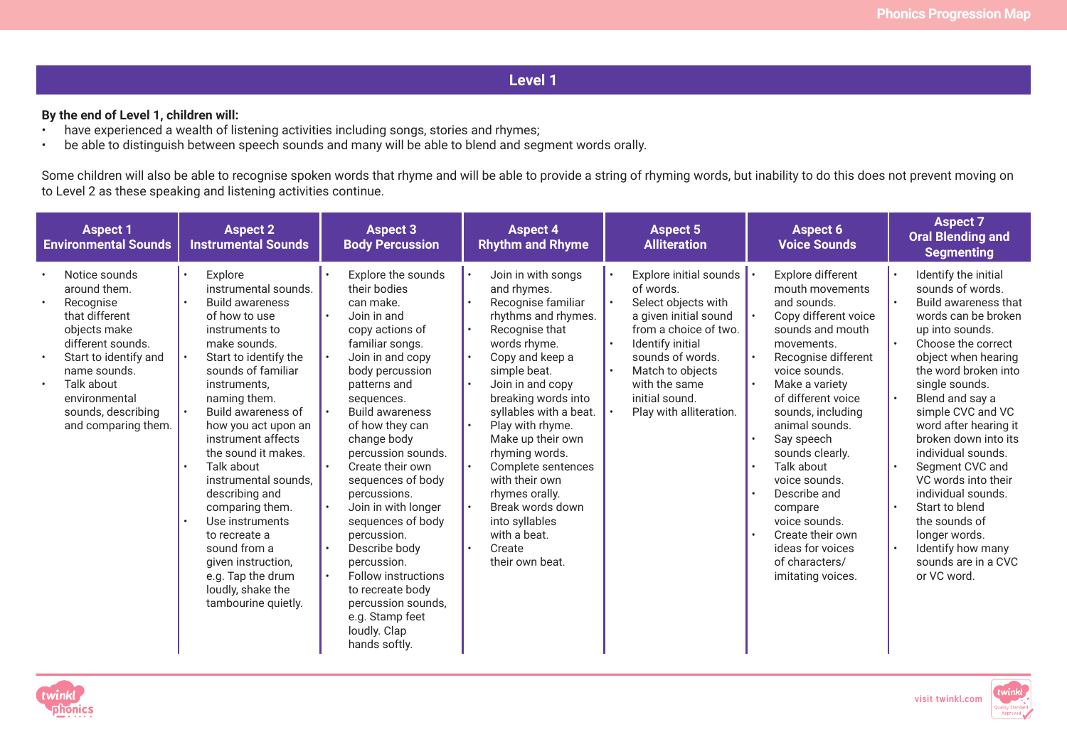## Level 1

**By the end of Level 1, children will:**

- have experienced a wealth of listening activities including songs, stories and rhymes;
- be able to distinguish between speech sounds and many will be able to blend and segment words orally.

Some children will also be able to recognise spoken words that rhyme and will be able to provide a string of rhyming words, but inability to do this does not prevent moving on to Level 2 as these speaking and listening activities continue.

| Aspect 1 Environmental Sounds | Aspect 2 Instrumental Sounds | Aspect 3 Body Percussion | Aspect 4 Rhythm and Rhyme | Aspect 5 Alliteration | Aspect 6 Voice Sounds | Aspect 7 Oral Blending and Segmenting |
|---|---|---|---|---|---|---|
| • Notice sounds around them.<br>• Recognise that different objects make different sounds.<br>• Start to identify and name sounds.<br>• Talk about environmental sounds, describing and comparing them. | • Explore instrumental sounds.<br>• Build awareness of how to use instruments to make sounds.<br>• Start to identify the sounds of familiar instruments, naming them.<br>• Build awareness of how you act upon an instrument affects the sound it makes.<br>• Talk about instrumental sounds, describing and comparing them.<br>• Use instruments to recreate a sound from a given instruction, e.g. Tap the drum loudly, shake the tambourine quietly. | • Explore the sounds their bodies can make.<br>• Join in and copy actions of familiar songs.<br>• Join in and copy body percussion patterns and sequences.<br>• Build awareness of how they can change body percussion sounds.<br>• Create their own sequences of body percussions.<br>• Join in with longer sequences of body percussion.<br>• Describe body percussion.<br>• Follow instructions to recreate body percussion sounds, e.g. Stamp feet loudly. Clap hands softly. | • Join in with songs and rhymes.<br>• Recognise familiar rhythms and rhymes.<br>• Recognise that words rhyme.<br>• Copy and keep a simple beat.<br>• Join in and copy breaking words into syllables with a beat.<br>• Play with rhyme. Make up their own rhyming words.<br>• Complete sentences with their own rhymes orally.<br>• Break words down into syllables with a beat.<br>• Create their own beat. | • Explore initial sounds of words.<br>• Select objects with a given initial sound from a choice of two.<br>• Identify initial sounds of words.<br>• Match to objects with the same initial sound.<br>• Play with alliteration. | • Explore different mouth movements and sounds.<br>• Copy different voice sounds and mouth movements.<br>• Recognise different voice sounds.<br>• Make a variety of different voice sounds, including animal sounds.<br>• Say speech sounds clearly.<br>• Talk about voice sounds.<br>• Describe and compare voice sounds.<br>• Create their own ideas for voices of characters/ imitating voices. | • Identify the initial sounds of words.<br>• Build awareness that words can be broken up into sounds.<br>• Choose the correct object when hearing the word broken into single sounds.<br>• Blend and say a simple CVC and VC word after hearing it broken down into its individual sounds.<br>• Segment CVC and VC words into their individual sounds.<br>• Start to blend the sounds of longer words.<br>• Identify how many sounds are in a CVC or VC word. |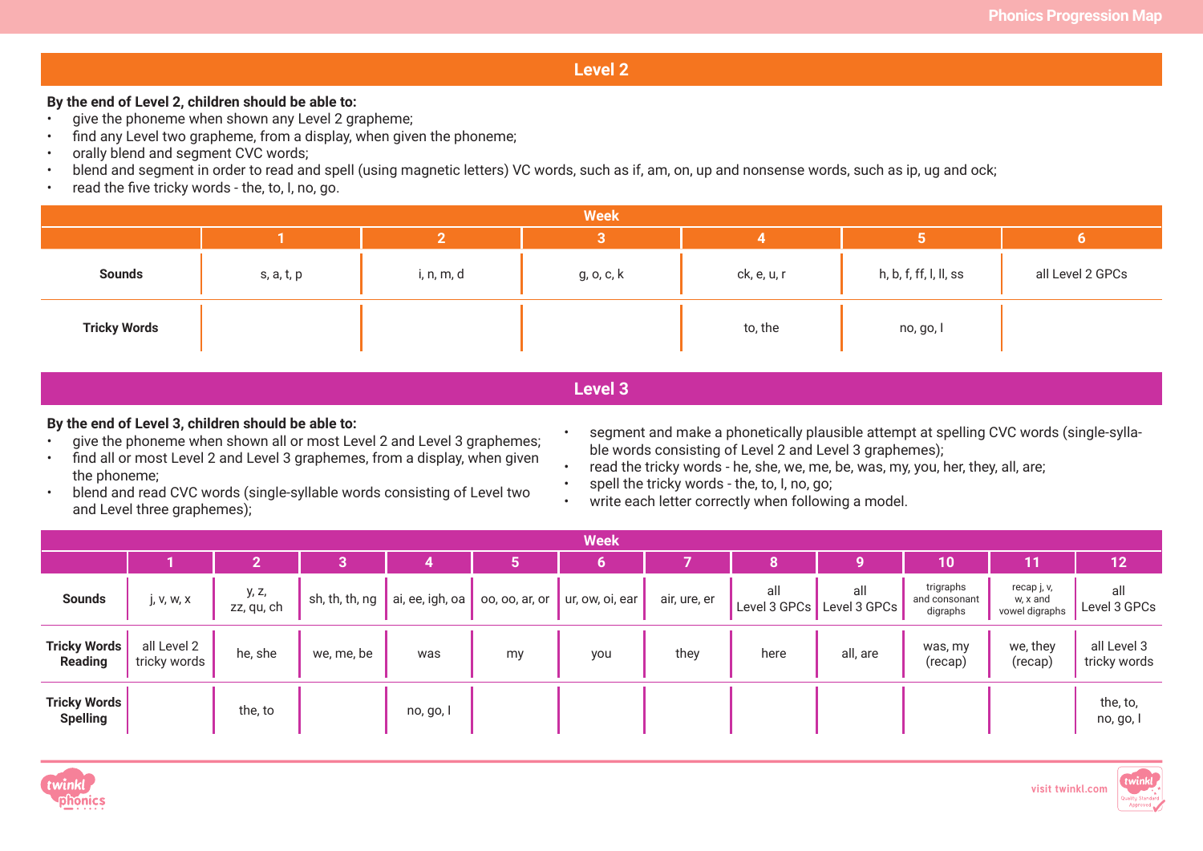## Level 2

**By the end of Level 2, children should be able to:**

- give the phoneme when shown any Level 2 grapheme;
- find any Level two grapheme, from a display, when given the phoneme;
- orally blend and segment CVC words;
- blend and segment in order to read and spell (using magnetic letters) VC words, such as if, am, on, up and nonsense words, such as ip, ug and ock;
- read the five tricky words - the, to, I, no, go.

| | Week | | | | | |
|---|---|---|---|---|---|---|
| | **1** | **2** | **3** | **4** | **5** | **6** |
| **Sounds** | s, a, t, p | i, n, m, d | g, o, c, k | ck, e, u, r | h, b, f, ff, l, ll, ss | all Level 2 GPCs |
| **Tricky Words** | | | | to, the | no, go, I | |

## Level 3

**By the end of Level 3, children should be able to:**

- give the phoneme when shown all or most Level 2 and Level 3 graphemes;
- find all or most Level 2 and Level 3 graphemes, from a display, when given the phoneme;
- blend and read CVC words (single-syllable words consisting of Level two and Level three graphemes);
- segment and make a phonetically plausible attempt at spelling CVC words (single-syllable words consisting of Level 2 and Level 3 graphemes);
- read the tricky words - he, she, we, me, be, was, my, you, her, they, all, are;
- spell the tricky words - the, to, I, no, go;
- write each letter correctly when following a model.

| | Week | | | | | | | | | | | |
|---|---|---|---|---|---|---|---|---|---|---|---|---|
| | **1** | **2** | **3** | **4** | **5** | **6** | **7** | **8** | **9** | **10** | **11** | **12** |
| **Sounds** | j, v, w, x | y, z, zz, qu, ch | sh, th, th, ng | ai, ee, igh, oa | oo, oo, ar, or | ur, ow, oi, ear | air, ure, er | all Level 3 GPCs | all Level 3 GPCs | trigraphs and consonant digraphs | recap j, v, w, x and vowel digraphs | all Level 3 GPCs |
| **Tricky Words Reading** | all Level 2 tricky words | he, she | we, me, be | was | my | you | they | here | all, are | was, my (recap) | we, they (recap) | all Level 3 tricky words |
| **Tricky Words Spelling** | | the, to | | no, go, I | | | | | | | | the, to, no, go, I |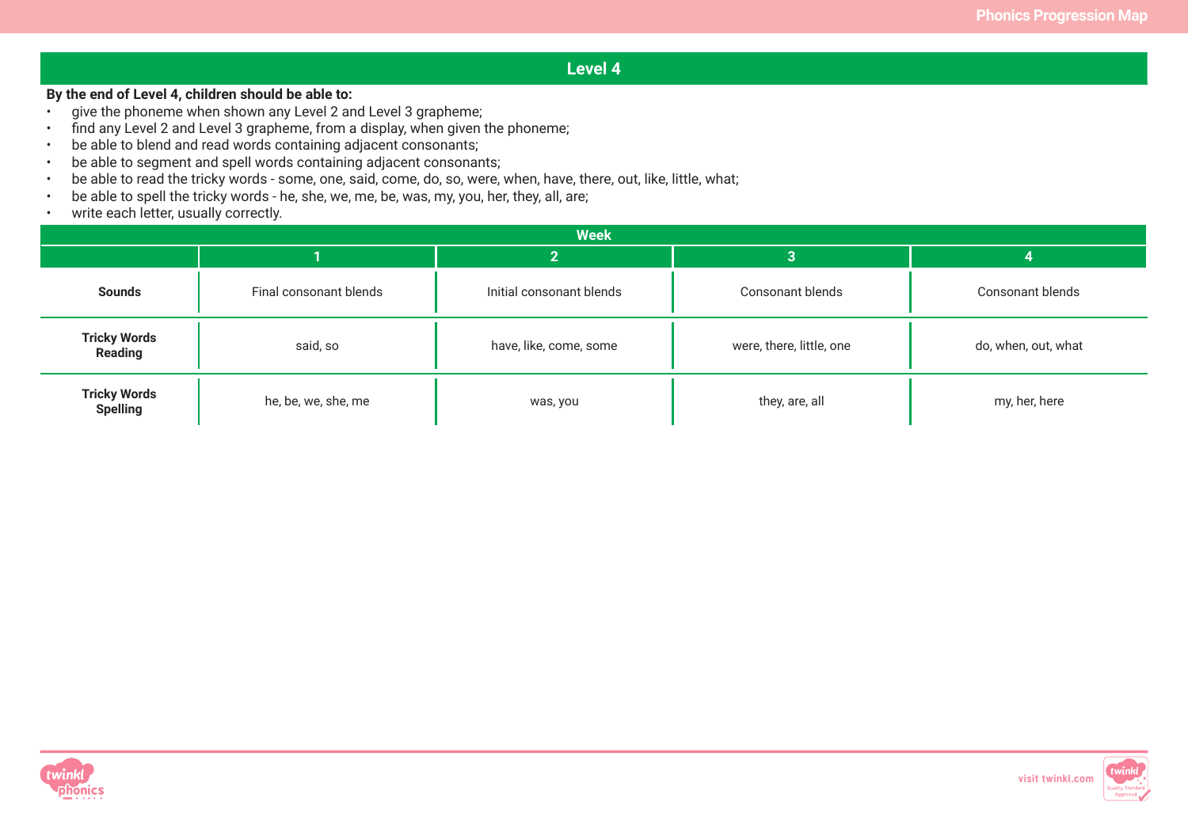## Level 4

**By the end of Level 4, children should be able to:**

- give the phoneme when shown any Level 2 and Level 3 grapheme;
- find any Level 2 and Level 3 grapheme, from a display, when given the phoneme;
- be able to blend and read words containing adjacent consonants;
- be able to segment and spell words containing adjacent consonants;
- be able to read the tricky words - some, one, said, come, do, so, were, when, have, there, out, like, little, what;
- be able to spell the tricky words - he, she, we, me, be, was, my, you, her, they, all, are;
- write each letter, usually correctly.

| | Week | | | |
|---|---|---|---|---|
| | 1 | 2 | 3 | 4 |
| **Sounds** | Final consonant blends | Initial consonant blends | Consonant blends | Consonant blends |
| **Tricky Words Reading** | said, so | have, like, come, some | were, there, little, one | do, when, out, what |
| **Tricky Words Spelling** | he, be, we, she, me | was, you | they, are, all | my, her, here |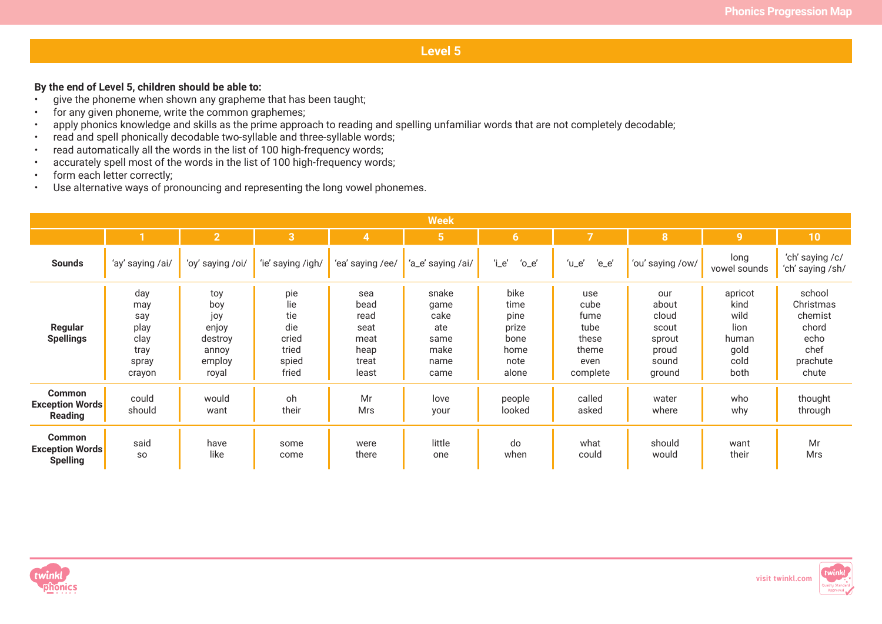## Level 5

**By the end of Level 5, children should be able to:**

- give the phoneme when shown any grapheme that has been taught;
- for any given phoneme, write the common graphemes;
- apply phonics knowledge and skills as the prime approach to reading and spelling unfamiliar words that are not completely decodable;
- read and spell phonically decodable two-syllable and three-syllable words;
- read automatically all the words in the list of 100 high-frequency words;
- accurately spell most of the words in the list of 100 high-frequency words;
- form each letter correctly;
- Use alternative ways of pronouncing and representing the long vowel phonemes.

| | Week | | | | | | | | | |
|---|---|---|---|---|---|---|---|---|---|---|
| | 1 | 2 | 3 | 4 | 5 | 6 | 7 | 8 | 9 | 10 |
| **Sounds** | 'ay' saying /ai/ | 'oy' saying /oi/ | 'ie' saying /igh/ | 'ea' saying /ee/ | 'a_e' saying /ai/ | 'i_e' 'o_e' | 'u_e' 'e_e' | 'ou' saying /ow/ | long vowel sounds | 'ch' saying /c/ 'ch' saying /sh/ |
| **Regular Spellings** | day may say play clay tray spray crayon | toy boy joy enjoy destroy annoy employ royal | pie lie tie die cried tried spied fried | sea bead read seat meat heap treat least | snake game cake ate same make name came | bike time pine prize bone home note alone | use cube fume tube these theme even complete | our about cloud scout sprout proud sound ground | apricot kind wild lion human gold cold both | school Christmas chemist chord echo chef prachute chute |
| **Common Exception Words Reading** | could should | would want | oh their | Mr Mrs | love your | people looked | called asked | water where | who why | thought through |
| **Common Exception Words Spelling** | said so | have like | some come | were there | little one | do when | what could | should would | want their | Mr Mrs |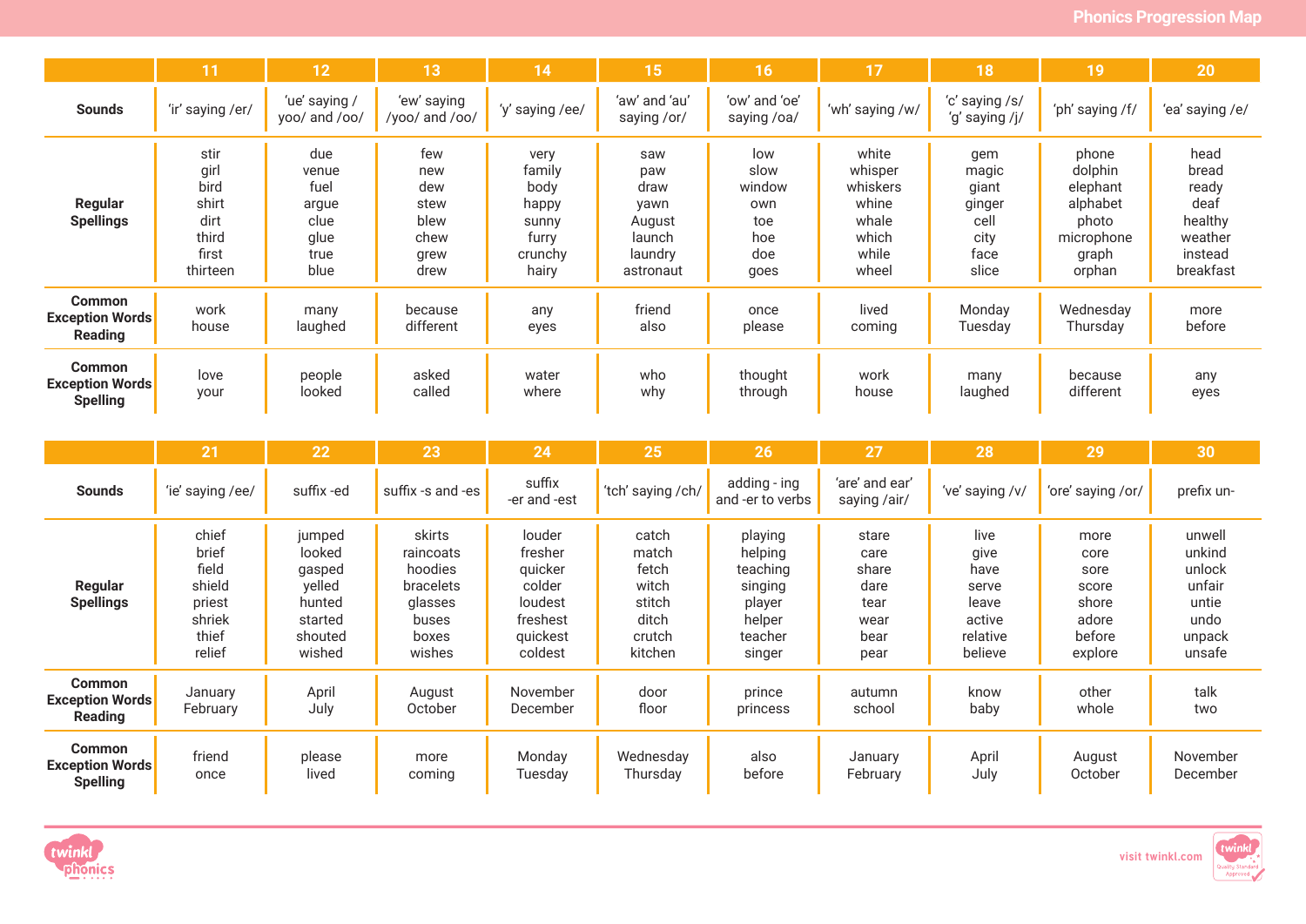# Phonics Progression Map

| | 11 | 12 | 13 | 14 | 15 | 16 | 17 | 18 | 19 | 20 |
|---|---|---|---|---|---|---|---|---|---|---|
| **Sounds** | 'ir' saying /er/ | 'ue' saying /yoo/ and /oo/ | 'ew' saying /yoo/ and /oo/ | 'y' saying /ee/ | 'aw' and 'au' saying /or/ | 'ow' and 'oe' saying /oa/ | 'wh' saying /w/ | 'c' saying /s/ 'g' saying /j/ | 'ph' saying /f/ | 'ea' saying /e/ |
| **Regular Spellings** | stir girl bird shirt dirt third first thirteen | due venue fuel argue clue glue true blue | few new dew stew blew chew grew drew | very family body happy sunny furry crunchy hairy | saw paw draw yawn August launch laundry astronaut | low slow window own toe hoe doe goes | white whisper whiskers whine whale which while wheel | gem magic giant ginger cell city face slice | phone dolphin elephant alphabet photo microphone graph orphan | head bread ready deaf healthy weather instead breakfast |
| **Common Exception Words Reading** | work house | many laughed | because different | any eyes | friend also | once please | lived coming | Monday Tuesday | Wednesday Thursday | more before |
| **Common Exception Words Spelling** | love your | people looked | asked called | water where | who why | thought through | work house | many laughed | because different | any eyes |

| | 21 | 22 | 23 | 24 | 25 | 26 | 27 | 28 | 29 | 30 |
|---|---|---|---|---|---|---|---|---|---|---|
| **Sounds** | 'ie' saying /ee/ | suffix -ed | suffix -s and -es | suffix -er and -est | 'tch' saying /ch/ | adding - ing and -er to verbs | 'are' and ear' saying /air/ | 've' saying /v/ | 'ore' saying /or/ | prefix un- |
| **Regular Spellings** | chief brief field shield priest shriek thief relief | jumped looked gasped yelled hunted started shouted wished | skirts raincoats hoodies bracelets glasses buses boxes wishes | louder fresher quicker colder loudest freshest quickest coldest | catch match fetch witch stitch ditch crutch kitchen | playing helping teaching singing player helper teacher singer | stare care share dare tear wear bear pear | live give have serve leave active relative believe | more core sore score shore adore before explore | unwell unkind unlock unfair untie undo unpack unsafe |
| **Common Exception Words Reading** | January February | April July | August October | November December | door floor | prince princess | autumn school | know baby | other whole | talk two |
| **Common Exception Words Spelling** | friend once | please lived | more coming | Monday Tuesday | Wednesday Thursday | also before | January February | April July | August October | November December |

visit twinkl.com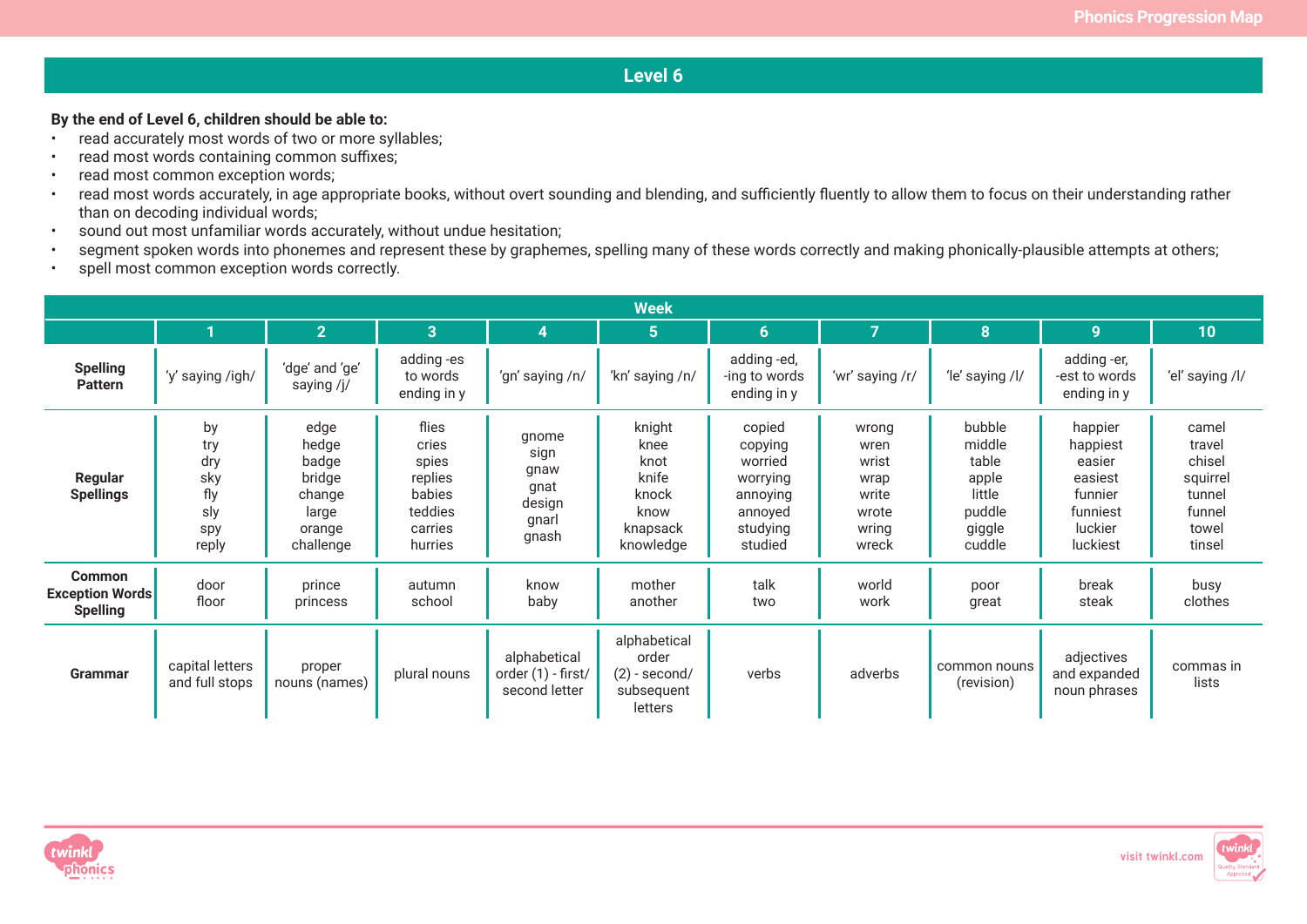# Level 6

**By the end of Level 6, children should be able to:**

- read accurately most words of two or more syllables;
- read most words containing common suffixes;
- read most common exception words;
- read most words accurately, in age appropriate books, without overt sounding and blending, and sufficiently fluently to allow them to focus on their understanding rather than on decoding individual words;
- sound out most unfamiliar words accurately, without undue hesitation;
- segment spoken words into phonemes and represent these by graphemes, spelling many of these words correctly and making phonically-plausible attempts at others;
- spell most common exception words correctly.

| | Week | | | | | | | | | |
|---|---|---|---|---|---|---|---|---|---|---|
| | 1 | 2 | 3 | 4 | 5 | 6 | 7 | 8 | 9 | 10 |
| **Spelling Pattern** | 'y' saying /igh/ | 'dge' and 'ge' saying /j/ | adding -es to words ending in y | 'gn' saying /n/ | 'kn' saying /n/ | adding -ed, -ing to words ending in y | 'wr' saying /r/ | 'le' saying /l/ | adding -er, -est to words ending in y | 'el' saying /l/ |
| **Regular Spellings** | by try dry sky fly sly spy reply | edge hedge badge bridge change large orange challenge | flies cries spies replies babies teddies carries hurries | gnome sign gnaw gnat design gnarl gnash | knight knee knot knife knock know knapsack knowledge | copied copying worried worrying annoying annoyed studying studied | wrong wren wrist wrap write wrote wring wreck | bubble middle table apple little puddle giggle cuddle | happier happiest easier easiest funnier funniest luckier luckiest | camel travel chisel squirrel tunnel funnel towel tinsel |
| **Common Exception Words Spelling** | door floor | prince princess | autumn school | know baby | mother another | talk two | world work | poor great | break steak | busy clothes |
| **Grammar** | capital letters and full stops | proper nouns (names) | plural nouns | alphabetical order (1) - first/ second letter | alphabetical order (2) - second/ subsequent letters | verbs | adverbs | common nouns (revision) | adjectives and expanded noun phrases | commas in lists |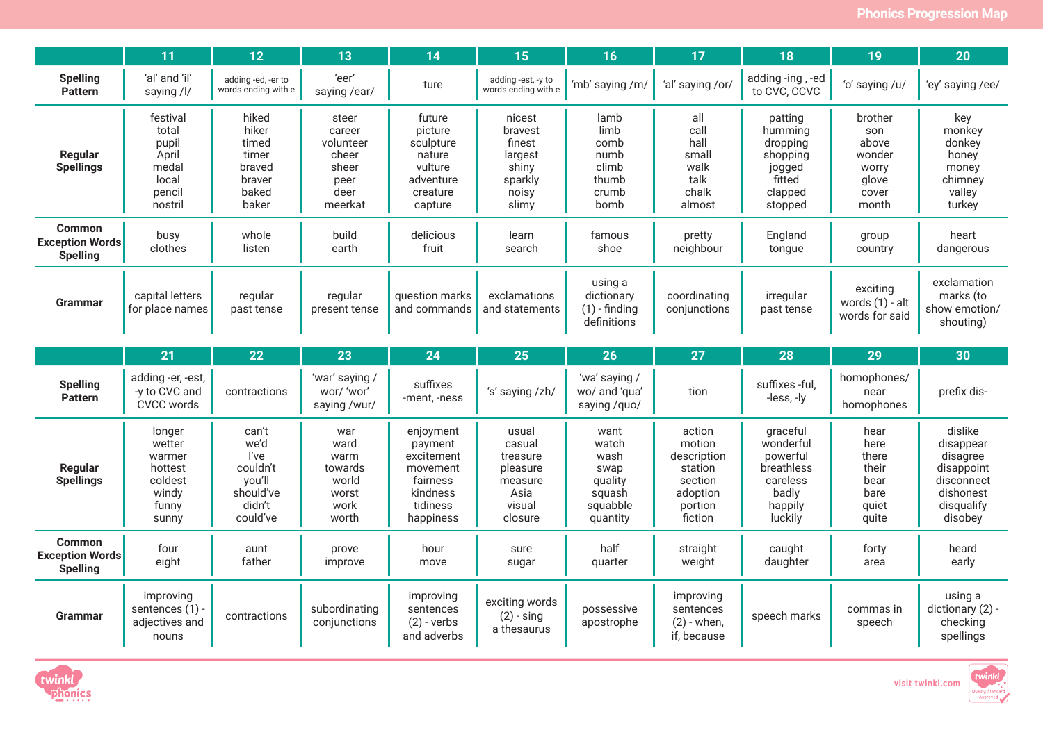# Phonics Progression Map

| | 11 | 12 | 13 | 14 | 15 | 16 | 17 | 18 | 19 | 20 |
|---|---|---|---|---|---|---|---|---|---|---|
| **Spelling Pattern** | 'al' and 'il' saying /l/ | adding -ed, -er to words ending with e | 'eer' saying /ear/ | ture | adding -est, -y to words ending with e | 'mb' saying /m/ | 'al' saying /or/ | adding -ing , -ed to CVC, CCVC | 'o' saying /u/ | 'ey' saying /ee/ |
| **Regular Spellings** | festival total pupil April medal local pencil nostril | hiked hiker timed timer braved braver baked baker | steer career volunteer cheer sheer peer deer meerkat | future picture sculpture nature vulture adventure creature capture | nicest bravest finest largest shiny sparkly noisy slimy | lamb limb comb numb climb thumb crumb bomb | all call hall small walk talk chalk almost | patting humming dropping shopping jogged fitted clapped stopped | brother son above wonder worry glove cover month | key monkey donkey honey money chimney valley turkey |
| **Common Exception Words Spelling** | busy clothes | whole listen | build earth | delicious fruit | learn search | famous shoe | pretty neighbour | England tongue | group country | heart dangerous |
| **Grammar** | capital letters for place names | regular past tense | regular present tense | question marks and commands | exclamations and statements | using a dictionary (1) - finding definitions | coordinating conjunctions | irregular past tense | exciting words (1) - alt words for said | exclamation marks (to show emotion/ shouting) |

| | 21 | 22 | 23 | 24 | 25 | 26 | 27 | 28 | 29 | 30 |
|---|---|---|---|---|---|---|---|---|---|---|
| **Spelling Pattern** | adding -er, -est, -y to CVC and CVCC words | contractions | 'war' saying / wor/ 'wor' saying /wur/ | suffixes -ment, -ness | 's' saying /zh/ | 'wa' saying / wo/ and 'qua' saying /quo/ | tion | suffixes -ful, -less, -ly | homophones/ near homophones | prefix dis- |
| **Regular Spellings** | longer wetter warmer hottest coldest windy funny sunny | can't we'd I've couldn't you'll should've didn't could've | war ward warm towards world worst work worth | enjoyment payment excitement movement fairness kindness tidiness happiness | usual casual treasure pleasure measure Asia visual closure | want watch wash swap quality squash squabble quantity | action motion description station section adoption portion fiction | graceful wonderful powerful breathless careless badly happily luckily | hear here there their bear bare quiet quite | dislike disappear disagree disappoint disconnect dishonest disqualify disobey |
| **Common Exception Words Spelling** | four eight | aunt father | prove improve | hour move | sure sugar | half quarter | straight weight | caught daughter | forty area | heard early |
| **Grammar** | improving sentences (1) - adjectives and nouns | contractions | subordinating conjunctions | improving sentences (2) - verbs and adverbs | exciting words (2) - sing a thesaurus | possessive apostrophe | improving sentences (2) - when, if, because | speech marks | commas in speech | using a dictionary (2) - checking spellings |

visit twinkl.com